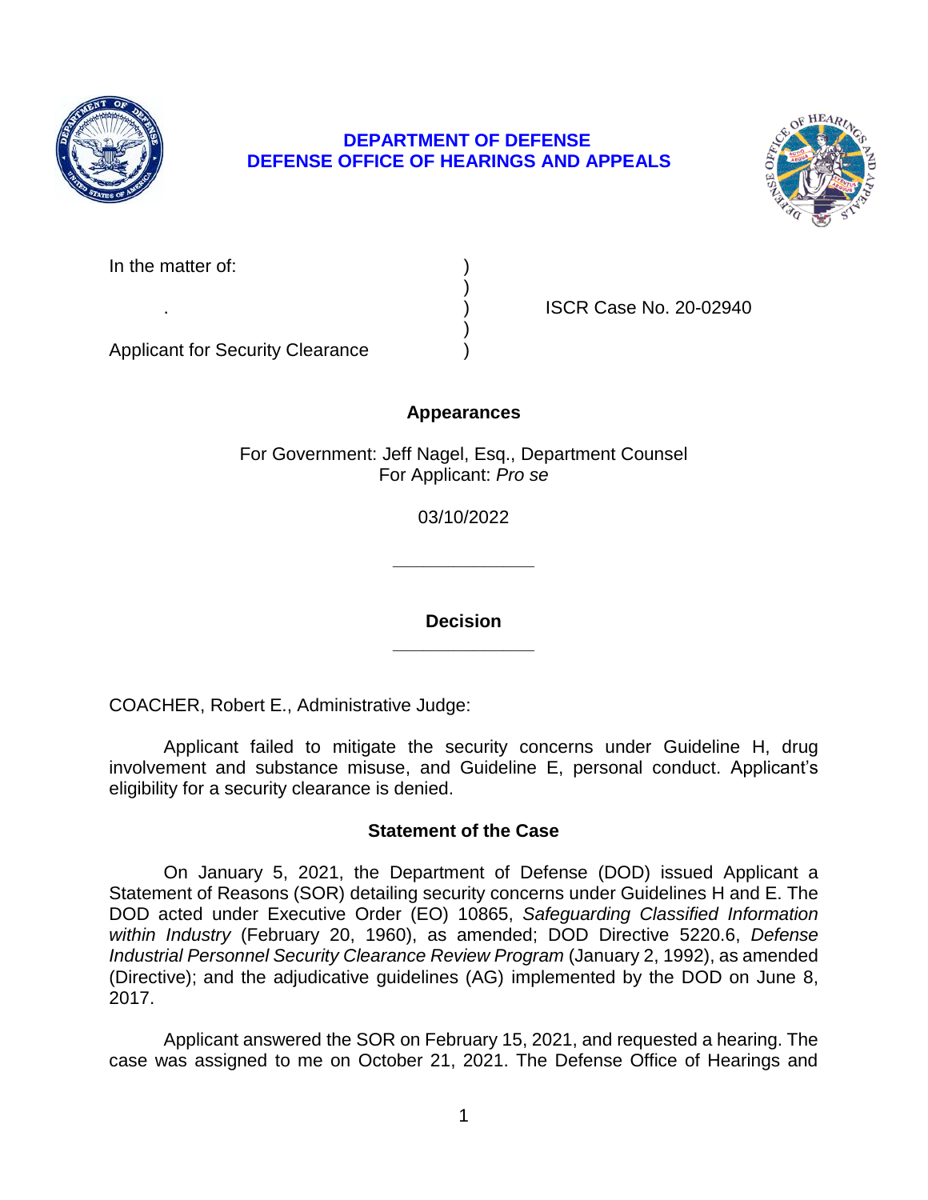**DEPARTMENT OF DEFENSE**
**DEFENSE OFFICE OF HEARINGS AND APPEALS**

| | | |
|---|---|---|
| In the matter of: | ) | |
| | ) | |
| . | ) | ISCR Case No. 20-02940 |
| | ) | |
| Applicant for Security Clearance | ) | |

**Appearances**

For Government: Jeff Nagel, Esq., Department Counsel
For Applicant: *Pro se*

03/10/2022

______________

**Decision**

______________

COACHER, Robert E., Administrative Judge:

Applicant failed to mitigate the security concerns under Guideline H, drug involvement and substance misuse, and Guideline E, personal conduct. Applicant's eligibility for a security clearance is denied.

**Statement of the Case**

On January 5, 2021, the Department of Defense (DOD) issued Applicant a Statement of Reasons (SOR) detailing security concerns under Guidelines H and E. The DOD acted under Executive Order (EO) 10865, *Safeguarding Classified Information within Industry* (February 20, 1960), as amended; DOD Directive 5220.6, *Defense Industrial Personnel Security Clearance Review Program* (January 2, 1992), as amended (Directive); and the adjudicative guidelines (AG) implemented by the DOD on June 8, 2017.

Applicant answered the SOR on February 15, 2021, and requested a hearing. The case was assigned to me on October 21, 2021. The Defense Office of Hearings and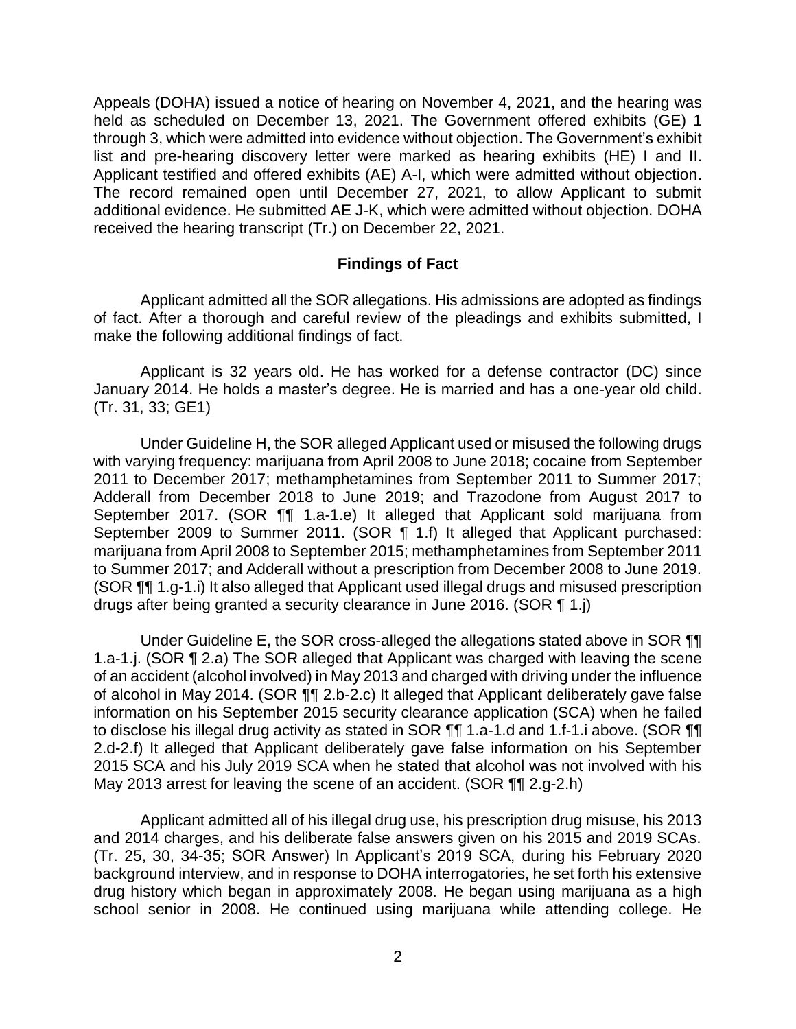Appeals (DOHA) issued a notice of hearing on November 4, 2021, and the hearing was held as scheduled on December 13, 2021. The Government offered exhibits (GE) 1 through 3, which were admitted into evidence without objection. The Government's exhibit list and pre-hearing discovery letter were marked as hearing exhibits (HE) I and II. Applicant testified and offered exhibits (AE) A-I, which were admitted without objection. The record remained open until December 27, 2021, to allow Applicant to submit additional evidence. He submitted AE J-K, which were admitted without objection. DOHA received the hearing transcript (Tr.) on December 22, 2021.

## Findings of Fact

Applicant admitted all the SOR allegations. His admissions are adopted as findings of fact. After a thorough and careful review of the pleadings and exhibits submitted, I make the following additional findings of fact.

Applicant is 32 years old. He has worked for a defense contractor (DC) since January 2014. He holds a master's degree. He is married and has a one-year old child. (Tr. 31, 33; GE1)

Under Guideline H, the SOR alleged Applicant used or misused the following drugs with varying frequency: marijuana from April 2008 to June 2018; cocaine from September 2011 to December 2017; methamphetamines from September 2011 to Summer 2017; Adderall from December 2018 to June 2019; and Trazodone from August 2017 to September 2017. (SOR ¶¶ 1.a-1.e) It alleged that Applicant sold marijuana from September 2009 to Summer 2011. (SOR ¶ 1.f) It alleged that Applicant purchased: marijuana from April 2008 to September 2015; methamphetamines from September 2011 to Summer 2017; and Adderall without a prescription from December 2008 to June 2019. (SOR ¶¶ 1.g-1.i) It also alleged that Applicant used illegal drugs and misused prescription drugs after being granted a security clearance in June 2016. (SOR ¶ 1.j)

Under Guideline E, the SOR cross-alleged the allegations stated above in SOR ¶¶ 1.a-1.j. (SOR ¶ 2.a) The SOR alleged that Applicant was charged with leaving the scene of an accident (alcohol involved) in May 2013 and charged with driving under the influence of alcohol in May 2014. (SOR ¶¶ 2.b-2.c) It alleged that Applicant deliberately gave false information on his September 2015 security clearance application (SCA) when he failed to disclose his illegal drug activity as stated in SOR ¶¶ 1.a-1.d and 1.f-1.i above. (SOR ¶¶ 2.d-2.f) It alleged that Applicant deliberately gave false information on his September 2015 SCA and his July 2019 SCA when he stated that alcohol was not involved with his May 2013 arrest for leaving the scene of an accident. (SOR ¶¶ 2.g-2.h)

Applicant admitted all of his illegal drug use, his prescription drug misuse, his 2013 and 2014 charges, and his deliberate false answers given on his 2015 and 2019 SCAs. (Tr. 25, 30, 34-35; SOR Answer) In Applicant's 2019 SCA, during his February 2020 background interview, and in response to DOHA interrogatories, he set forth his extensive drug history which began in approximately 2008. He began using marijuana as a high school senior in 2008. He continued using marijuana while attending college. He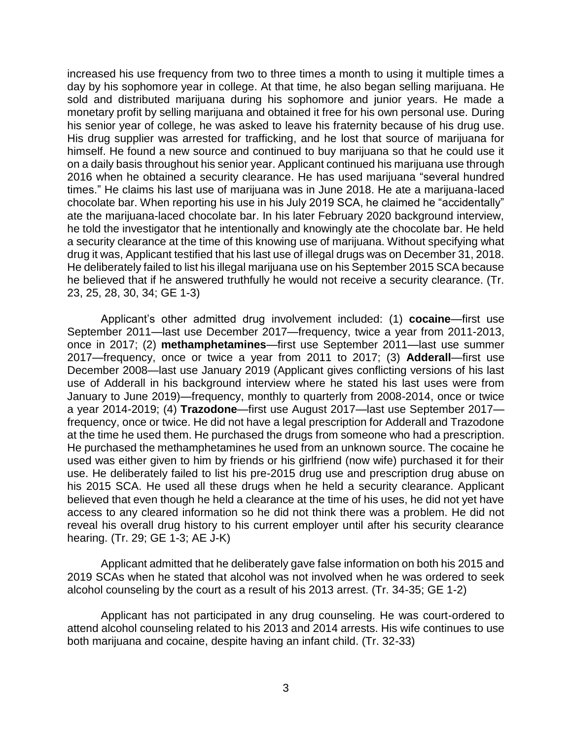increased his use frequency from two to three times a month to using it multiple times a day by his sophomore year in college. At that time, he also began selling marijuana. He sold and distributed marijuana during his sophomore and junior years. He made a monetary profit by selling marijuana and obtained it free for his own personal use. During his senior year of college, he was asked to leave his fraternity because of his drug use. His drug supplier was arrested for trafficking, and he lost that source of marijuana for himself. He found a new source and continued to buy marijuana so that he could use it on a daily basis throughout his senior year. Applicant continued his marijuana use through 2016 when he obtained a security clearance. He has used marijuana "several hundred times." He claims his last use of marijuana was in June 2018. He ate a marijuana-laced chocolate bar. When reporting his use in his July 2019 SCA, he claimed he "accidentally" ate the marijuana-laced chocolate bar. In his later February 2020 background interview, he told the investigator that he intentionally and knowingly ate the chocolate bar. He held a security clearance at the time of this knowing use of marijuana. Without specifying what drug it was, Applicant testified that his last use of illegal drugs was on December 31, 2018. He deliberately failed to list his illegal marijuana use on his September 2015 SCA because he believed that if he answered truthfully he would not receive a security clearance. (Tr. 23, 25, 28, 30, 34; GE 1-3)

Applicant's other admitted drug involvement included: (1) **cocaine**—first use September 2011—last use December 2017—frequency, twice a year from 2011-2013, once in 2017; (2) **methamphetamines**—first use September 2011—last use summer 2017—frequency, once or twice a year from 2011 to 2017; (3) **Adderall**—first use December 2008—last use January 2019 (Applicant gives conflicting versions of his last use of Adderall in his background interview where he stated his last uses were from January to June 2019)—frequency, monthly to quarterly from 2008-2014, once or twice a year 2014-2019; (4) **Trazodone**—first use August 2017—last use September 2017—frequency, once or twice. He did not have a legal prescription for Adderall and Trazodone at the time he used them. He purchased the drugs from someone who had a prescription. He purchased the methamphetamines he used from an unknown source. The cocaine he used was either given to him by friends or his girlfriend (now wife) purchased it for their use. He deliberately failed to list his pre-2015 drug use and prescription drug abuse on his 2015 SCA. He used all these drugs when he held a security clearance. Applicant believed that even though he held a clearance at the time of his uses, he did not yet have access to any cleared information so he did not think there was a problem. He did not reveal his overall drug history to his current employer until after his security clearance hearing. (Tr. 29; GE 1-3; AE J-K)

Applicant admitted that he deliberately gave false information on both his 2015 and 2019 SCAs when he stated that alcohol was not involved when he was ordered to seek alcohol counseling by the court as a result of his 2013 arrest. (Tr. 34-35; GE 1-2)

Applicant has not participated in any drug counseling. He was court-ordered to attend alcohol counseling related to his 2013 and 2014 arrests. His wife continues to use both marijuana and cocaine, despite having an infant child. (Tr. 32-33)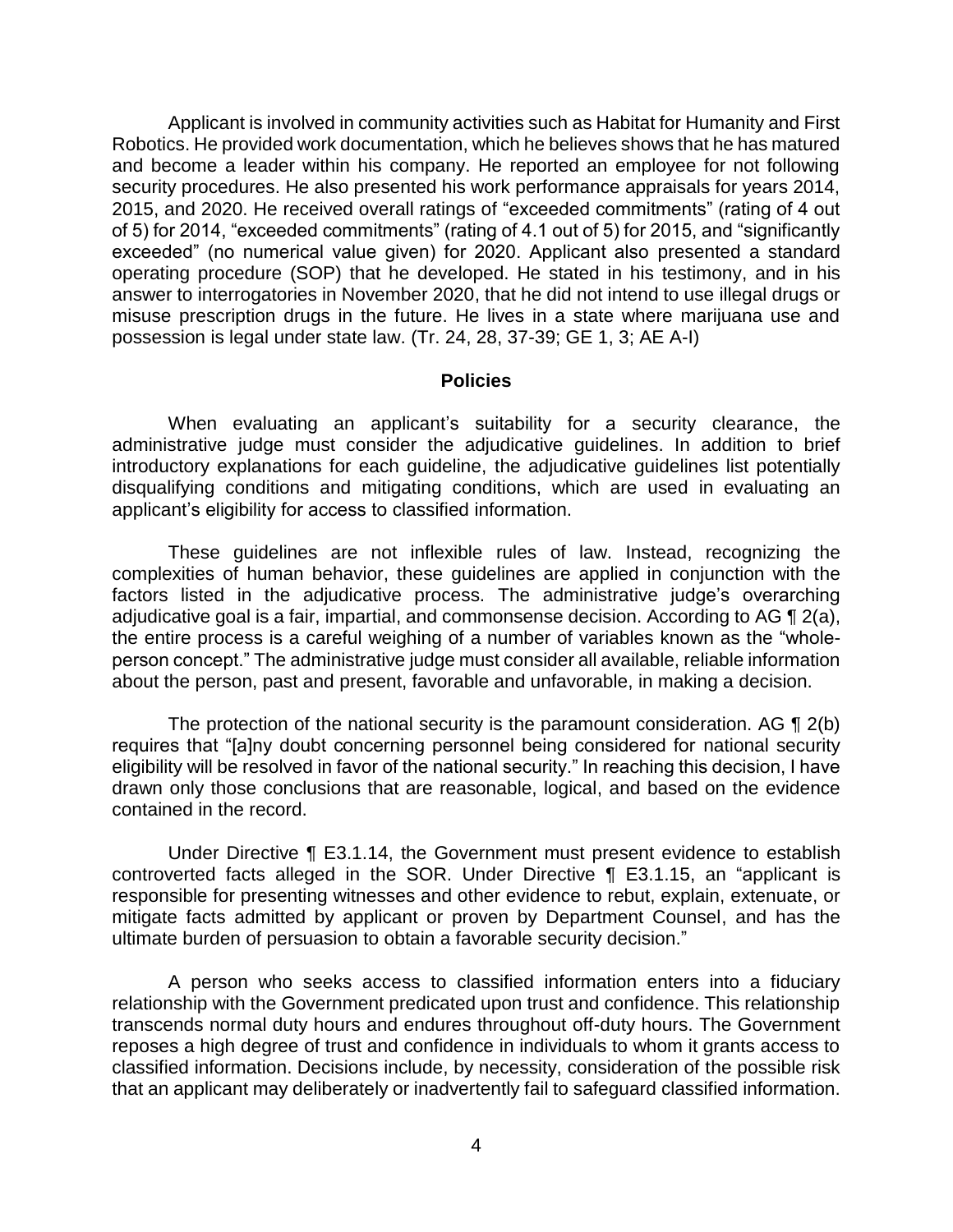Applicant is involved in community activities such as Habitat for Humanity and First Robotics. He provided work documentation, which he believes shows that he has matured and become a leader within his company. He reported an employee for not following security procedures. He also presented his work performance appraisals for years 2014, 2015, and 2020. He received overall ratings of "exceeded commitments" (rating of 4 out of 5) for 2014, "exceeded commitments" (rating of 4.1 out of 5) for 2015, and "significantly exceeded" (no numerical value given) for 2020. Applicant also presented a standard operating procedure (SOP) that he developed. He stated in his testimony, and in his answer to interrogatories in November 2020, that he did not intend to use illegal drugs or misuse prescription drugs in the future. He lives in a state where marijuana use and possession is legal under state law. (Tr. 24, 28, 37-39; GE 1, 3; AE A-I)

## Policies

When evaluating an applicant's suitability for a security clearance, the administrative judge must consider the adjudicative guidelines. In addition to brief introductory explanations for each guideline, the adjudicative guidelines list potentially disqualifying conditions and mitigating conditions, which are used in evaluating an applicant's eligibility for access to classified information.

These guidelines are not inflexible rules of law. Instead, recognizing the complexities of human behavior, these guidelines are applied in conjunction with the factors listed in the adjudicative process. The administrative judge's overarching adjudicative goal is a fair, impartial, and commonsense decision. According to AG ¶ 2(a), the entire process is a careful weighing of a number of variables known as the "whole-person concept." The administrative judge must consider all available, reliable information about the person, past and present, favorable and unfavorable, in making a decision.

The protection of the national security is the paramount consideration. AG ¶ 2(b) requires that "[a]ny doubt concerning personnel being considered for national security eligibility will be resolved in favor of the national security." In reaching this decision, I have drawn only those conclusions that are reasonable, logical, and based on the evidence contained in the record.

Under Directive ¶ E3.1.14, the Government must present evidence to establish controverted facts alleged in the SOR. Under Directive ¶ E3.1.15, an "applicant is responsible for presenting witnesses and other evidence to rebut, explain, extenuate, or mitigate facts admitted by applicant or proven by Department Counsel, and has the ultimate burden of persuasion to obtain a favorable security decision."

A person who seeks access to classified information enters into a fiduciary relationship with the Government predicated upon trust and confidence. This relationship transcends normal duty hours and endures throughout off-duty hours. The Government reposes a high degree of trust and confidence in individuals to whom it grants access to classified information. Decisions include, by necessity, consideration of the possible risk that an applicant may deliberately or inadvertently fail to safeguard classified information.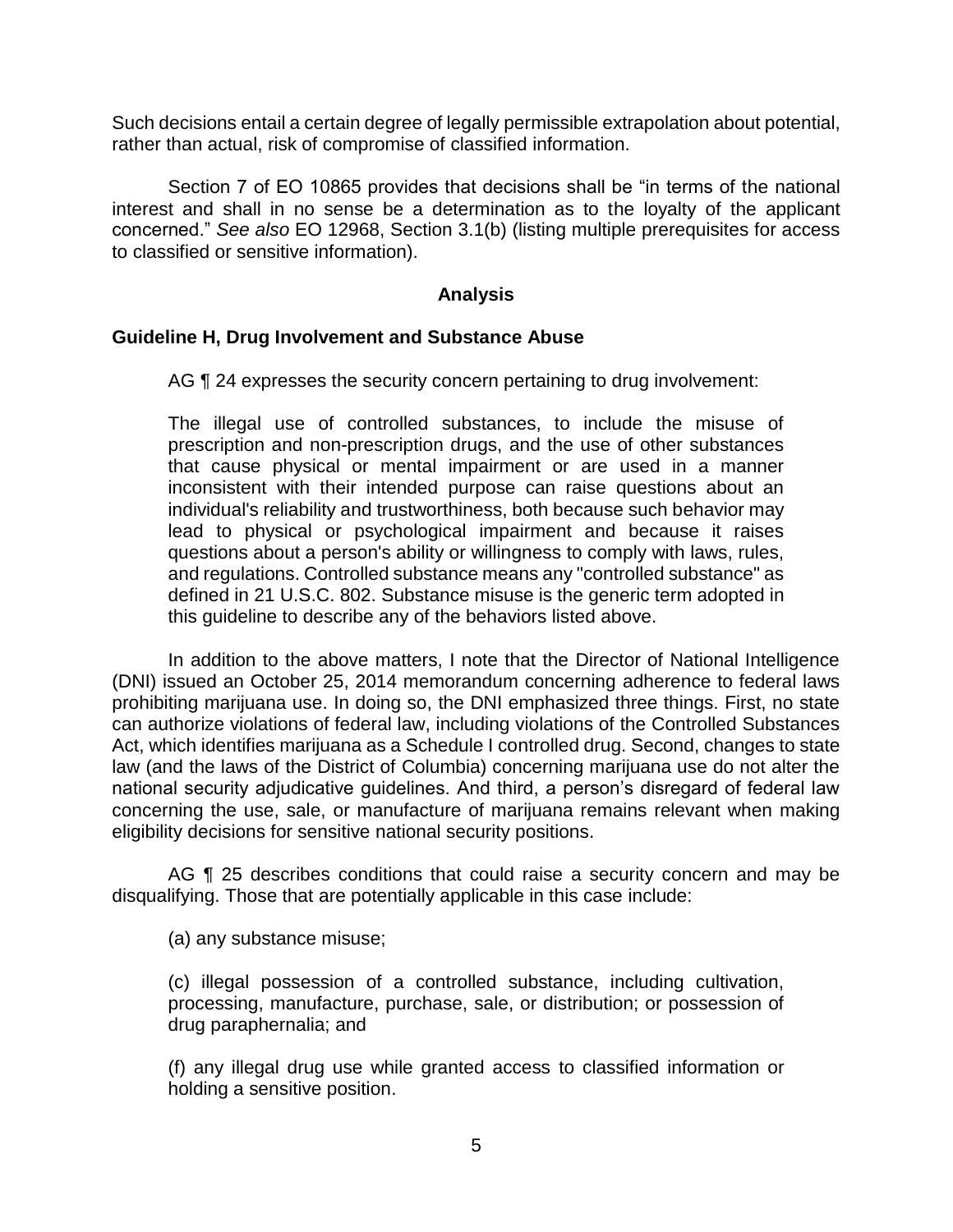Such decisions entail a certain degree of legally permissible extrapolation about potential, rather than actual, risk of compromise of classified information.

Section 7 of EO 10865 provides that decisions shall be "in terms of the national interest and shall in no sense be a determination as to the loyalty of the applicant concerned." *See also* EO 12968, Section 3.1(b) (listing multiple prerequisites for access to classified or sensitive information).

## Analysis

### Guideline H, Drug Involvement and Substance Abuse

AG ¶ 24 expresses the security concern pertaining to drug involvement:

> The illegal use of controlled substances, to include the misuse of prescription and non-prescription drugs, and the use of other substances that cause physical or mental impairment or are used in a manner inconsistent with their intended purpose can raise questions about an individual's reliability and trustworthiness, both because such behavior may lead to physical or psychological impairment and because it raises questions about a person's ability or willingness to comply with laws, rules, and regulations. Controlled substance means any "controlled substance" as defined in 21 U.S.C. 802. Substance misuse is the generic term adopted in this guideline to describe any of the behaviors listed above.

In addition to the above matters, I note that the Director of National Intelligence (DNI) issued an October 25, 2014 memorandum concerning adherence to federal laws prohibiting marijuana use. In doing so, the DNI emphasized three things. First, no state can authorize violations of federal law, including violations of the Controlled Substances Act, which identifies marijuana as a Schedule I controlled drug. Second, changes to state law (and the laws of the District of Columbia) concerning marijuana use do not alter the national security adjudicative guidelines. And third, a person's disregard of federal law concerning the use, sale, or manufacture of marijuana remains relevant when making eligibility decisions for sensitive national security positions.

AG ¶ 25 describes conditions that could raise a security concern and may be disqualifying. Those that are potentially applicable in this case include:

> (a) any substance misuse;
>
> (c) illegal possession of a controlled substance, including cultivation, processing, manufacture, purchase, sale, or distribution; or possession of drug paraphernalia; and
>
> (f) any illegal drug use while granted access to classified information or holding a sensitive position.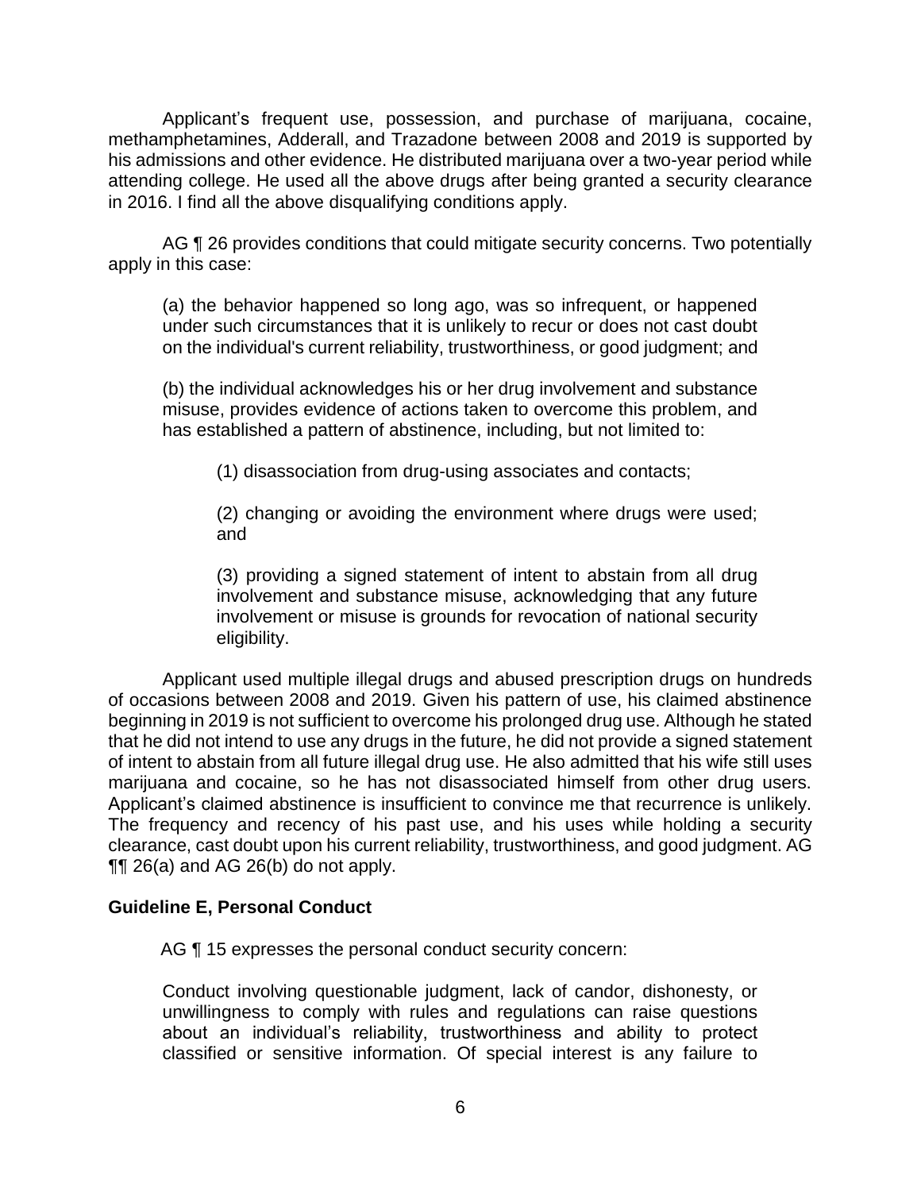Applicant's frequent use, possession, and purchase of marijuana, cocaine, methamphetamines, Adderall, and Trazadone between 2008 and 2019 is supported by his admissions and other evidence. He distributed marijuana over a two-year period while attending college. He used all the above drugs after being granted a security clearance in 2016. I find all the above disqualifying conditions apply.

AG ¶ 26 provides conditions that could mitigate security concerns. Two potentially apply in this case:

> (a) the behavior happened so long ago, was so infrequent, or happened under such circumstances that it is unlikely to recur or does not cast doubt on the individual's current reliability, trustworthiness, or good judgment; and
>
> (b) the individual acknowledges his or her drug involvement and substance misuse, provides evidence of actions taken to overcome this problem, and has established a pattern of abstinence, including, but not limited to:
>
> > (1) disassociation from drug-using associates and contacts;
> >
> > (2) changing or avoiding the environment where drugs were used; and
> >
> > (3) providing a signed statement of intent to abstain from all drug involvement and substance misuse, acknowledging that any future involvement or misuse is grounds for revocation of national security eligibility.

Applicant used multiple illegal drugs and abused prescription drugs on hundreds of occasions between 2008 and 2019. Given his pattern of use, his claimed abstinence beginning in 2019 is not sufficient to overcome his prolonged drug use. Although he stated that he did not intend to use any drugs in the future, he did not provide a signed statement of intent to abstain from all future illegal drug use. He also admitted that his wife still uses marijuana and cocaine, so he has not disassociated himself from other drug users. Applicant's claimed abstinence is insufficient to convince me that recurrence is unlikely. The frequency and recency of his past use, and his uses while holding a security clearance, cast doubt upon his current reliability, trustworthiness, and good judgment. AG ¶¶ 26(a) and AG 26(b) do not apply.

## Guideline E, Personal Conduct

AG ¶ 15 expresses the personal conduct security concern:

> Conduct involving questionable judgment, lack of candor, dishonesty, or unwillingness to comply with rules and regulations can raise questions about an individual's reliability, trustworthiness and ability to protect classified or sensitive information. Of special interest is any failure to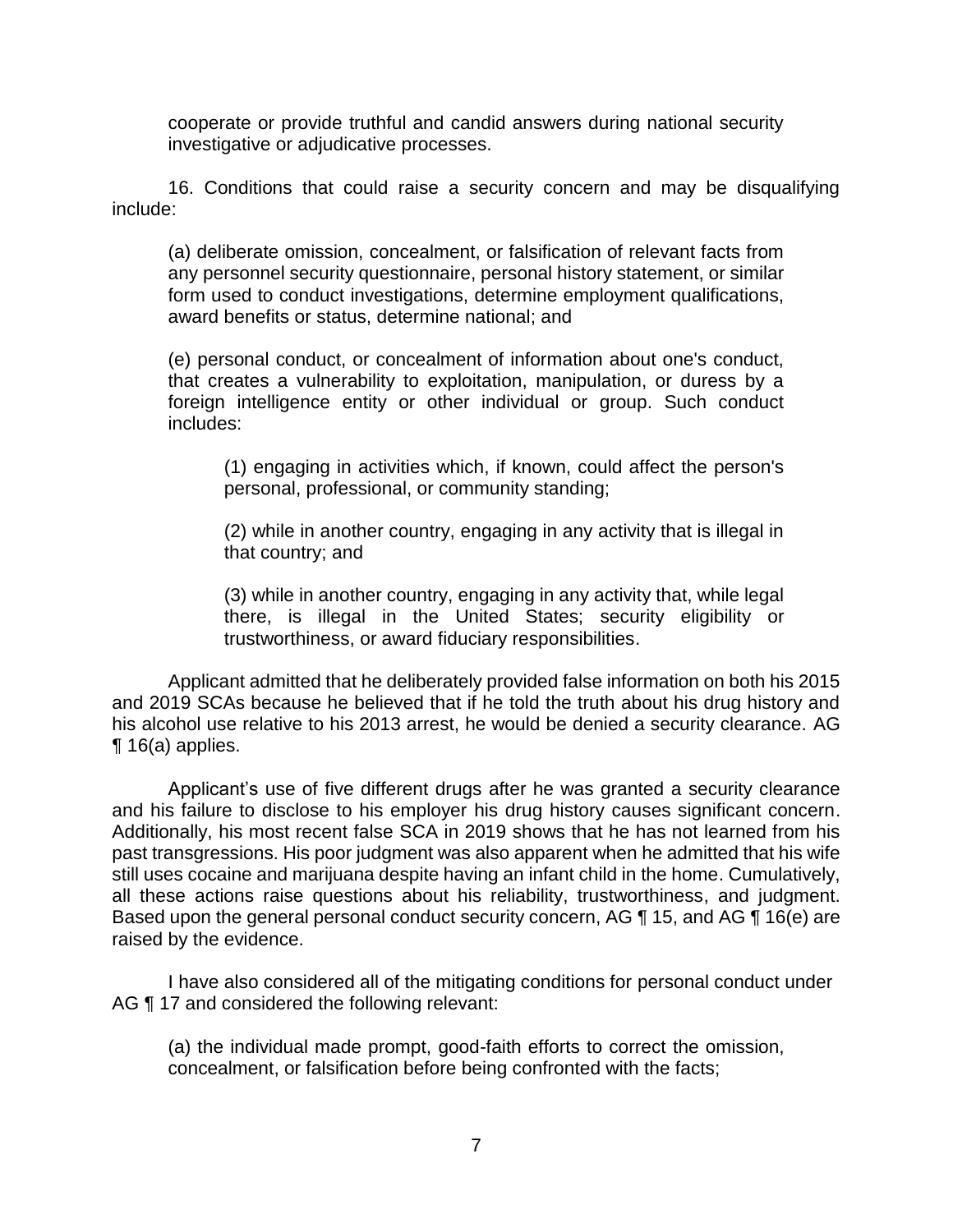cooperate or provide truthful and candid answers during national security investigative or adjudicative processes.

16. Conditions that could raise a security concern and may be disqualifying include:

> (a) deliberate omission, concealment, or falsification of relevant facts from any personnel security questionnaire, personal history statement, or similar form used to conduct investigations, determine employment qualifications, award benefits or status, determine national; and
>
> (e) personal conduct, or concealment of information about one's conduct, that creates a vulnerability to exploitation, manipulation, or duress by a foreign intelligence entity or other individual or group. Such conduct includes:
>
> > (1) engaging in activities which, if known, could affect the person's personal, professional, or community standing;
> >
> > (2) while in another country, engaging in any activity that is illegal in that country; and
> >
> > (3) while in another country, engaging in any activity that, while legal there, is illegal in the United States; security eligibility or trustworthiness, or award fiduciary responsibilities.

Applicant admitted that he deliberately provided false information on both his 2015 and 2019 SCAs because he believed that if he told the truth about his drug history and his alcohol use relative to his 2013 arrest, he would be denied a security clearance. AG ¶ 16(a) applies.

Applicant's use of five different drugs after he was granted a security clearance and his failure to disclose to his employer his drug history causes significant concern. Additionally, his most recent false SCA in 2019 shows that he has not learned from his past transgressions. His poor judgment was also apparent when he admitted that his wife still uses cocaine and marijuana despite having an infant child in the home. Cumulatively, all these actions raise questions about his reliability, trustworthiness, and judgment. Based upon the general personal conduct security concern, AG ¶ 15, and AG ¶ 16(e) are raised by the evidence.

I have also considered all of the mitigating conditions for personal conduct under AG ¶ 17 and considered the following relevant:

> (a) the individual made prompt, good-faith efforts to correct the omission, concealment, or falsification before being confronted with the facts;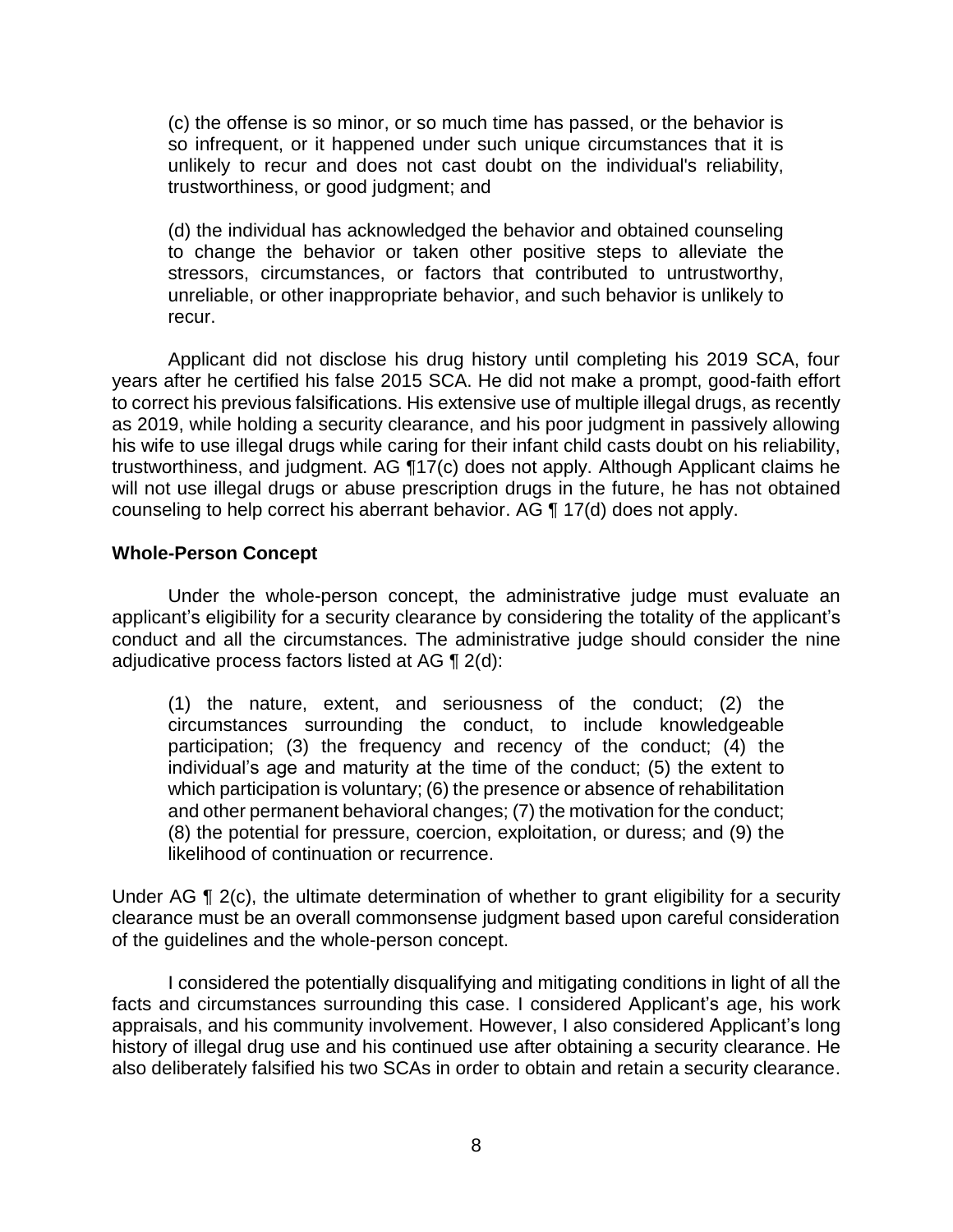(c) the offense is so minor, or so much time has passed, or the behavior is so infrequent, or it happened under such unique circumstances that it is unlikely to recur and does not cast doubt on the individual's reliability, trustworthiness, or good judgment; and

(d) the individual has acknowledged the behavior and obtained counseling to change the behavior or taken other positive steps to alleviate the stressors, circumstances, or factors that contributed to untrustworthy, unreliable, or other inappropriate behavior, and such behavior is unlikely to recur.

Applicant did not disclose his drug history until completing his 2019 SCA, four years after he certified his false 2015 SCA. He did not make a prompt, good-faith effort to correct his previous falsifications. His extensive use of multiple illegal drugs, as recently as 2019, while holding a security clearance, and his poor judgment in passively allowing his wife to use illegal drugs while caring for their infant child casts doubt on his reliability, trustworthiness, and judgment. AG ¶17(c) does not apply. Although Applicant claims he will not use illegal drugs or abuse prescription drugs in the future, he has not obtained counseling to help correct his aberrant behavior. AG ¶ 17(d) does not apply.

**Whole-Person Concept**

Under the whole-person concept, the administrative judge must evaluate an applicant's eligibility for a security clearance by considering the totality of the applicant's conduct and all the circumstances. The administrative judge should consider the nine adjudicative process factors listed at AG ¶ 2(d):

(1) the nature, extent, and seriousness of the conduct; (2) the circumstances surrounding the conduct, to include knowledgeable participation; (3) the frequency and recency of the conduct; (4) the individual's age and maturity at the time of the conduct; (5) the extent to which participation is voluntary; (6) the presence or absence of rehabilitation and other permanent behavioral changes; (7) the motivation for the conduct; (8) the potential for pressure, coercion, exploitation, or duress; and (9) the likelihood of continuation or recurrence.

Under AG ¶ 2(c), the ultimate determination of whether to grant eligibility for a security clearance must be an overall commonsense judgment based upon careful consideration of the guidelines and the whole-person concept.

I considered the potentially disqualifying and mitigating conditions in light of all the facts and circumstances surrounding this case. I considered Applicant's age, his work appraisals, and his community involvement. However, I also considered Applicant's long history of illegal drug use and his continued use after obtaining a security clearance. He also deliberately falsified his two SCAs in order to obtain and retain a security clearance.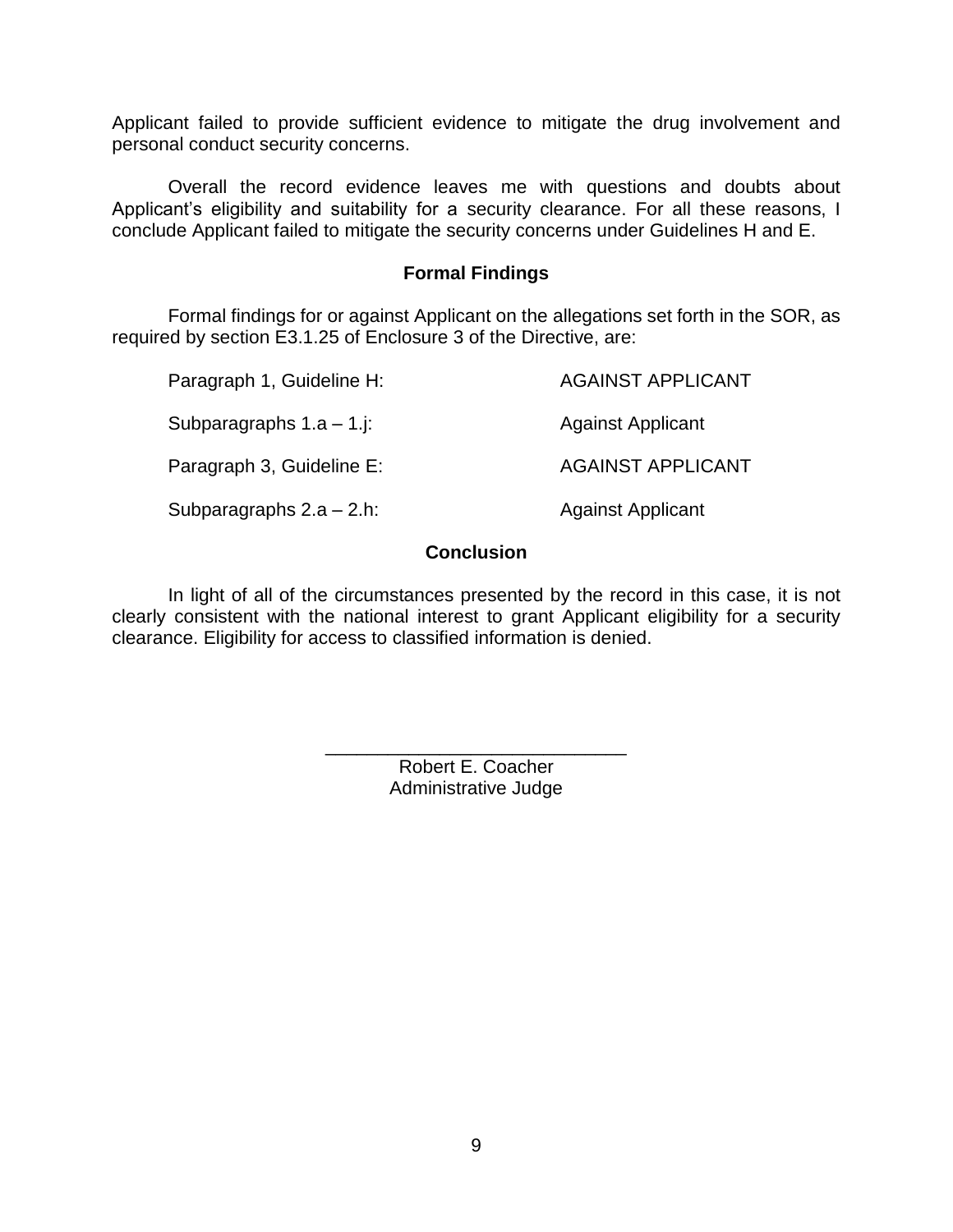Applicant failed to provide sufficient evidence to mitigate the drug involvement and personal conduct security concerns.

Overall the record evidence leaves me with questions and doubts about Applicant's eligibility and suitability for a security clearance. For all these reasons, I conclude Applicant failed to mitigate the security concerns under Guidelines H and E.

## Formal Findings

Formal findings for or against Applicant on the allegations set forth in the SOR, as required by section E3.1.25 of Enclosure 3 of the Directive, are:

| | |
|---|---|
| Paragraph 1, Guideline H: | AGAINST APPLICANT |
| Subparagraphs 1.a – 1.j: | Against Applicant |
| Paragraph 3, Guideline E: | AGAINST APPLICANT |
| Subparagraphs 2.a – 2.h: | Against Applicant |

## Conclusion

In light of all of the circumstances presented by the record in this case, it is not clearly consistent with the national interest to grant Applicant eligibility for a security clearance. Eligibility for access to classified information is denied.

______________________________
Robert E. Coacher
Administrative Judge